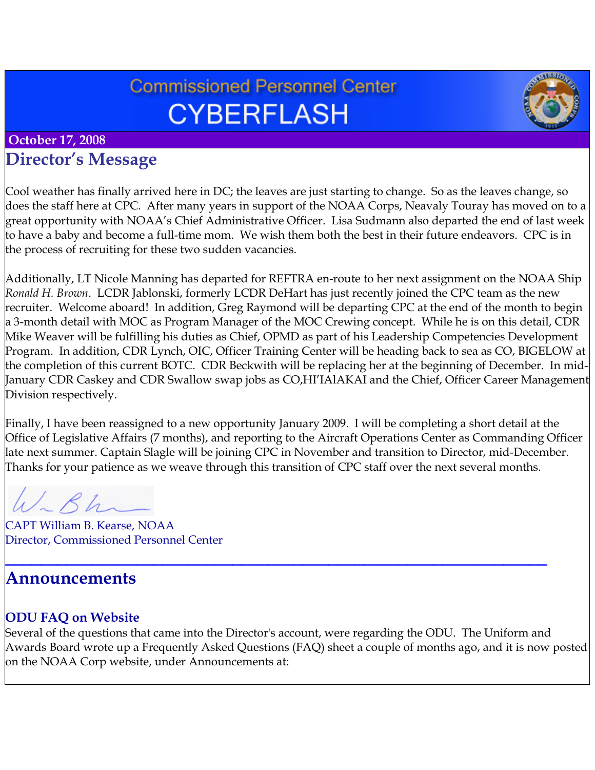# Commissioned Personnel Center CYBERFLASH

**October 17, 2008**

## Director's Message

Cool weather has finally arrived here in DC; the leaves are just starting to change. So as the leaves change, so does the staff here at CPC. After many years in support of the NOAA Corps, Neavaly Touray has moved on to a great opportunity with NOAA's Chief Administrative Officer. Lisa Sudmann also departed the end of last week to have a baby and become a full-time mom. We wish them both the best in their future endeavors. CPC is in the process of recruiting for these two sudden vacancies.

Additionally, LT Nicole Manning has departed for REFTRA en-route to her next assignment on the NOAA Ship *Ronald H. Brown*. LCDR Jablonski, formerly LCDR DeHart has just recently joined the CPC team as the new recruiter. Welcome aboard! In addition, Greg Raymond will be departing CPC at the end of the month to begin a 3-month detail with MOC as Program Manager of the MOC Crewing concept. While he is on this detail, CDR Mike Weaver will be fulfilling his duties as Chief, OPMD as part of his Leadership Competencies Development Program. In addition, CDR Lynch, OIC, Officer Training Center will be heading back to sea as CO, BIGELOW at the completion of this current BOTC. CDR Beckwith will be replacing her at the beginning of December. In mid-January CDR Caskey and CDR Swallow swap jobs as CO,HI'IAlAKAI and the Chief, Officer Career Management Division respectively.

Finally, I have been reassigned to a new opportunity January 2009. I will be completing a short detail at the Office of Legislative Affairs (7 months), and reporting to the Aircraft Operations Center as Commanding Officer late next summer. Captain Slagle will be joining CPC in November and transition to Director, mid-December. Thanks for your patience as we weave through this transition of CPC staff over the next several months.

CAPT William B. Kearse, NOAA
Director, Commissioned Personnel Center

---

## Announcements

### ODU FAQ on Website

Several of the questions that came into the Director's account, were regarding the ODU. The Uniform and Awards Board wrote up a Frequently Asked Questions (FAQ) sheet a couple of months ago, and it is now posted on the NOAA Corp website, under Announcements at: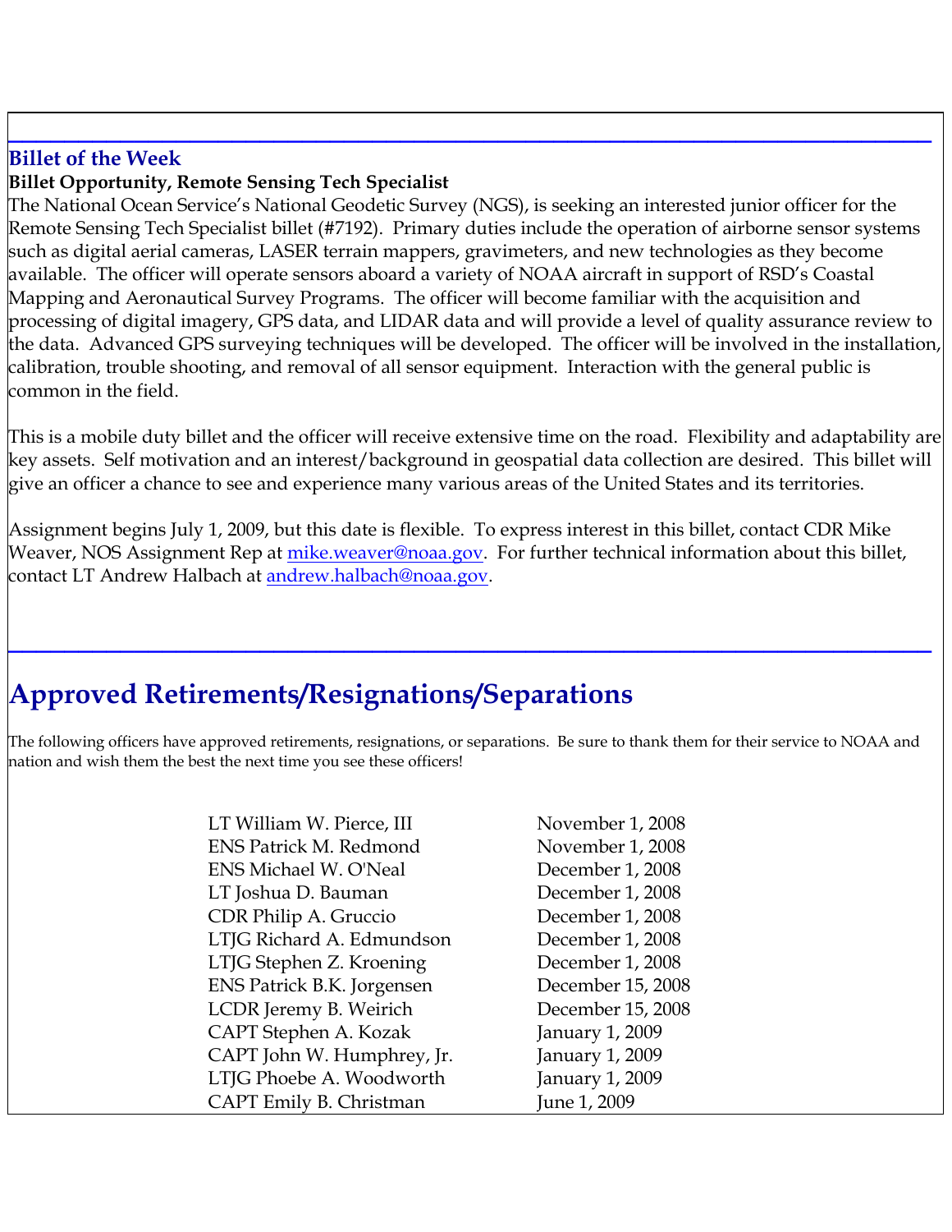## Billet of the Week

**Billet Opportunity, Remote Sensing Tech Specialist**

The National Ocean Service's National Geodetic Survey (NGS), is seeking an interested junior officer for the Remote Sensing Tech Specialist billet (#7192). Primary duties include the operation of airborne sensor systems such as digital aerial cameras, LASER terrain mappers, gravimeters, and new technologies as they become available. The officer will operate sensors aboard a variety of NOAA aircraft in support of RSD's Coastal Mapping and Aeronautical Survey Programs. The officer will become familiar with the acquisition and processing of digital imagery, GPS data, and LIDAR data and will provide a level of quality assurance review to the data. Advanced GPS surveying techniques will be developed. The officer will be involved in the installation, calibration, trouble shooting, and removal of all sensor equipment. Interaction with the general public is common in the field.

This is a mobile duty billet and the officer will receive extensive time on the road. Flexibility and adaptability are key assets. Self motivation and an interest/background in geospatial data collection are desired. This billet will give an officer a chance to see and experience many various areas of the United States and its territories.

Assignment begins July 1, 2009, but this date is flexible. To express interest in this billet, contact CDR Mike Weaver, NOS Assignment Rep at mike.weaver@noaa.gov. For further technical information about this billet, contact LT Andrew Halbach at andrew.halbach@noaa.gov.

# Approved Retirements/Resignations/Separations

The following officers have approved retirements, resignations, or separations. Be sure to thank them for their service to NOAA and nation and wish them the best the next time you see these officers!

| Officer | Date |
|---|---|
| LT William W. Pierce, III | November 1, 2008 |
| ENS Patrick M. Redmond | November 1, 2008 |
| ENS Michael W. O'Neal | December 1, 2008 |
| LT Joshua D. Bauman | December 1, 2008 |
| CDR Philip A. Gruccio | December 1, 2008 |
| LTJG Richard A. Edmundson | December 1, 2008 |
| LTJG Stephen Z. Kroening | December 1, 2008 |
| ENS Patrick B.K. Jorgensen | December 15, 2008 |
| LCDR Jeremy B. Weirich | December 15, 2008 |
| CAPT Stephen A. Kozak | January 1, 2009 |
| CAPT John W. Humphrey, Jr. | January 1, 2009 |
| LTJG Phoebe A. Woodworth | January 1, 2009 |
| CAPT Emily B. Christman | June 1, 2009 |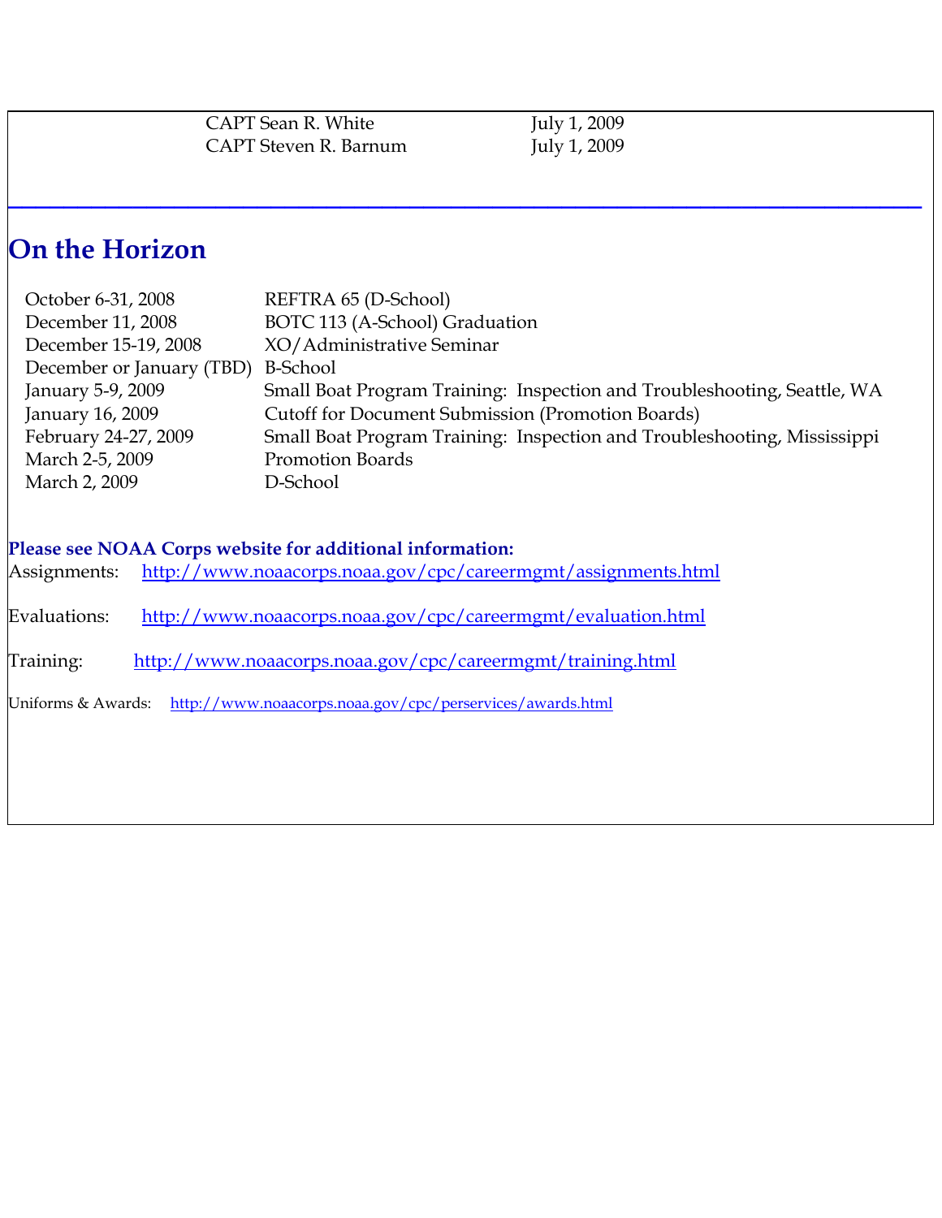| | |
|---|---|
| CAPT Sean R. White | July 1, 2009 |
| CAPT Steven R. Barnum | July 1, 2009 |

## On the Horizon

| | |
|---|---|
| October 6-31, 2008 | REFTRA 65 (D-School) |
| December 11, 2008 | BOTC 113 (A-School) Graduation |
| December 15-19, 2008 | XO/Administrative Seminar |
| December or January (TBD) | B-School |
| January 5-9, 2009 | Small Boat Program Training: Inspection and Troubleshooting, Seattle, WA |
| January 16, 2009 | Cutoff for Document Submission (Promotion Boards) |
| February 24-27, 2009 | Small Boat Program Training: Inspection and Troubleshooting, Mississippi |
| March 2-5, 2009 | Promotion Boards |
| March 2, 2009 | D-School |

**Please see NOAA Corps website for additional information:**

Assignments: http://www.noaacorps.noaa.gov/cpc/careermgmt/assignments.html

Evaluations: http://www.noaacorps.noaa.gov/cpc/careermgmt/evaluation.html

Training: http://www.noaacorps.noaa.gov/cpc/careermgmt/training.html

Uniforms & Awards: http://www.noaacorps.noaa.gov/cpc/perservices/awards.html